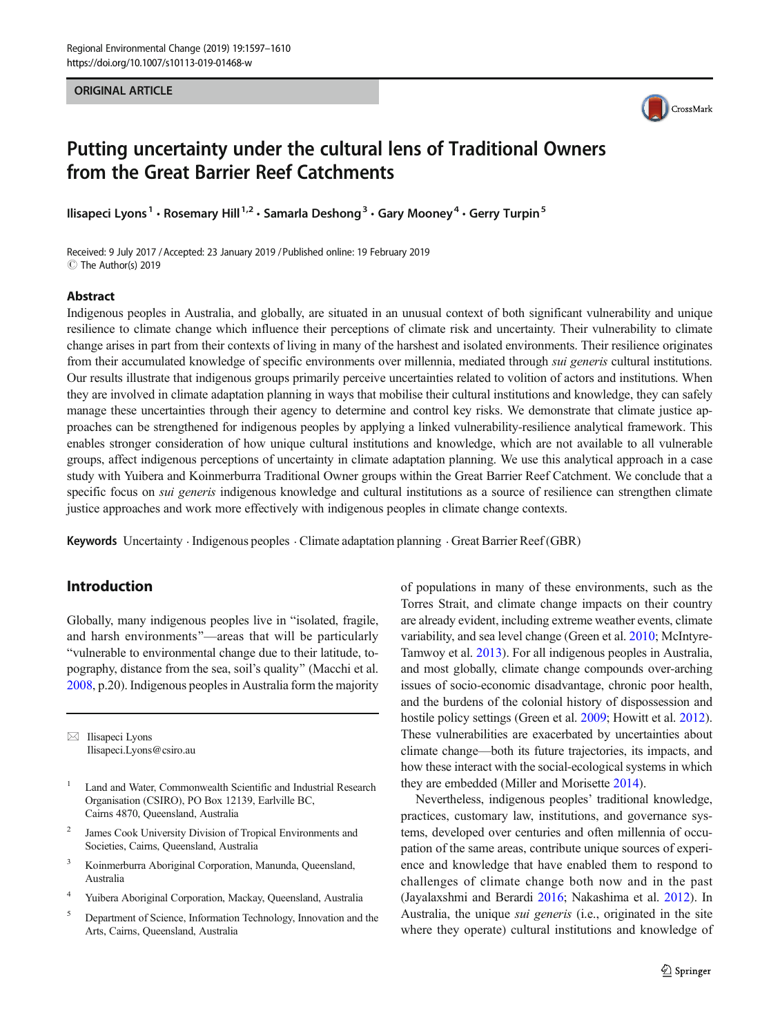ORIGINAL ARTICLE

# Putting uncertainty under the cultural lens of Traditional Owners from the Great Barrier Reef Catchments

Ilisapeci Lyons[1] · Rosemary Hill[1,2] · Samarla Deshong[3] · Gary Mooney[4] · Gerry Turpin[5]

Received: 9 July 2017 / Accepted: 23 January 2019 / Published online: 19 February 2019
© The Author(s) 2019

## Abstract

Indigenous peoples in Australia, and globally, are situated in an unusual context of both significant vulnerability and unique resilience to climate change which influence their perceptions of climate risk and uncertainty. Their vulnerability to climate change arises in part from their contexts of living in many of the harshest and isolated environments. Their resilience originates from their accumulated knowledge of specific environments over millennia, mediated through *sui generis* cultural institutions. Our results illustrate that indigenous groups primarily perceive uncertainties related to volition of actors and institutions. When they are involved in climate adaptation planning in ways that mobilise their cultural institutions and knowledge, they can safely manage these uncertainties through their agency to determine and control key risks. We demonstrate that climate justice approaches can be strengthened for indigenous peoples by applying a linked vulnerability-resilience analytical framework. This enables stronger consideration of how unique cultural institutions and knowledge, which are not available to all vulnerable groups, affect indigenous perceptions of uncertainty in climate adaptation planning. We use this analytical approach in a case study with Yuibera and Koinmerburra Traditional Owner groups within the Great Barrier Reef Catchment. We conclude that a specific focus on *sui generis* indigenous knowledge and cultural institutions as a source of resilience can strengthen climate justice approaches and work more effectively with indigenous peoples in climate change contexts.

**Keywords** Uncertainty · Indigenous peoples · Climate adaptation planning · Great Barrier Reef (GBR)

## Introduction

Globally, many indigenous peoples live in "isolated, fragile, and harsh environments"—areas that will be particularly "vulnerable to environmental change due to their latitude, topography, distance from the sea, soil's quality" (Macchi et al. 2008, p.20). Indigenous peoples in Australia form the majority of populations in many of these environments, such as the Torres Strait, and climate change impacts on their country are already evident, including extreme weather events, climate variability, and sea level change (Green et al. 2010; McIntyre-Tamwoy et al. 2013). For all indigenous peoples in Australia, and most globally, climate change compounds over-arching issues of socio-economic disadvantage, chronic poor health, and the burdens of the colonial history of dispossession and hostile policy settings (Green et al. 2009; Howitt et al. 2012). These vulnerabilities are exacerbated by uncertainties about climate change—both its future trajectories, its impacts, and how these interact with the social-ecological systems in which they are embedded (Miller and Morisette 2014).

Nevertheless, indigenous peoples' traditional knowledge, practices, customary law, institutions, and governance systems, developed over centuries and often millennia of occupation of the same areas, contribute unique sources of experience and knowledge that have enabled them to respond to challenges of climate change both now and in the past (Jayalaxshmi and Berardi 2016; Nakashima et al. 2012). In Australia, the unique *sui generis* (i.e., originated in the site where they operate) cultural institutions and knowledge of

---

✉ Ilisapeci Lyons
Ilisapeci.Lyons@csiro.au

[1] Land and Water, Commonwealth Scientific and Industrial Research Organisation (CSIRO), PO Box 12139, Earlville BC, Cairns 4870, Queensland, Australia

[2] James Cook University Division of Tropical Environments and Societies, Cairns, Queensland, Australia

[3] Koinmerburra Aboriginal Corporation, Manunda, Queensland, Australia

[4] Yuibera Aboriginal Corporation, Mackay, Queensland, Australia

[5] Department of Science, Information Technology, Innovation and the Arts, Cairns, Queensland, Australia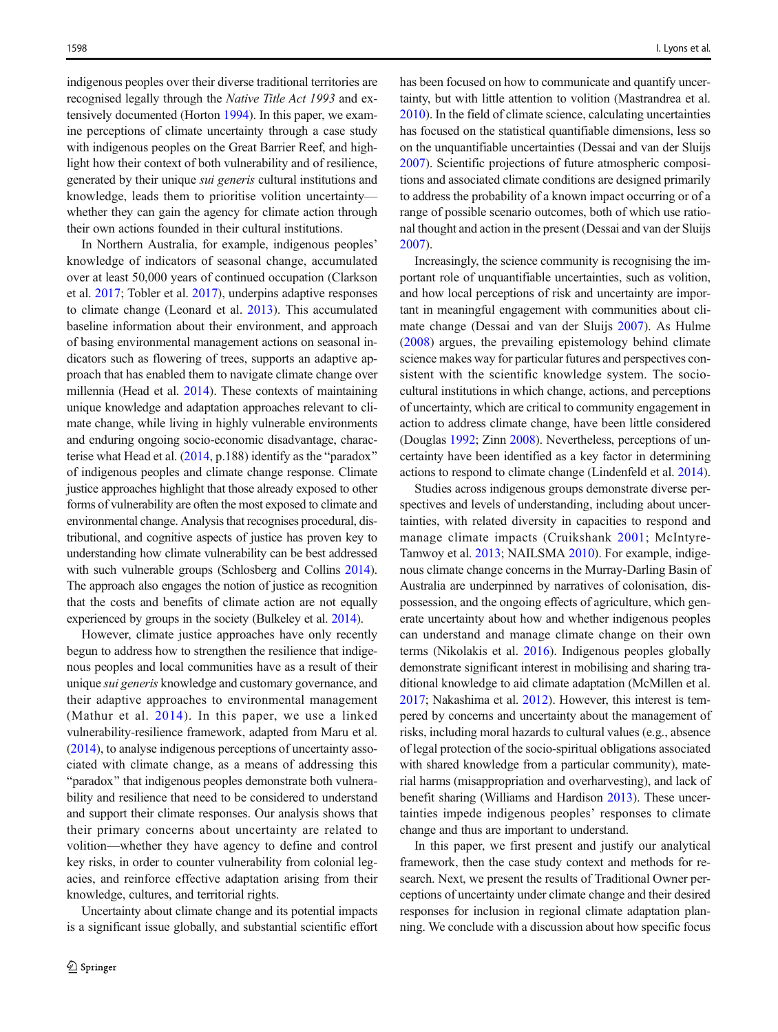indigenous peoples over their diverse traditional territories are recognised legally through the *Native Title Act 1993* and extensively documented (Horton 1994). In this paper, we examine perceptions of climate uncertainty through a case study with indigenous peoples on the Great Barrier Reef, and highlight how their context of both vulnerability and of resilience, generated by their unique *sui generis* cultural institutions and knowledge, leads them to prioritise volition uncertainty—whether they can gain the agency for climate action through their own actions founded in their cultural institutions.

In Northern Australia, for example, indigenous peoples' knowledge of indicators of seasonal change, accumulated over at least 50,000 years of continued occupation (Clarkson et al. 2017; Tobler et al. 2017), underpins adaptive responses to climate change (Leonard et al. 2013). This accumulated baseline information about their environment, and approach of basing environmental management actions on seasonal indicators such as flowering of trees, supports an adaptive approach that has enabled them to navigate climate change over millennia (Head et al. 2014). These contexts of maintaining unique knowledge and adaptation approaches relevant to climate change, while living in highly vulnerable environments and enduring ongoing socio-economic disadvantage, characterise what Head et al. (2014, p.188) identify as the "paradox" of indigenous peoples and climate change response. Climate justice approaches highlight that those already exposed to other forms of vulnerability are often the most exposed to climate and environmental change. Analysis that recognises procedural, distributional, and cognitive aspects of justice has proven key to understanding how climate vulnerability can be best addressed with such vulnerable groups (Schlosberg and Collins 2014). The approach also engages the notion of justice as recognition that the costs and benefits of climate action are not equally experienced by groups in the society (Bulkeley et al. 2014).

However, climate justice approaches have only recently begun to address how to strengthen the resilience that indigenous peoples and local communities have as a result of their unique *sui generis* knowledge and customary governance, and their adaptive approaches to environmental management (Mathur et al. 2014). In this paper, we use a linked vulnerability-resilience framework, adapted from Maru et al. (2014), to analyse indigenous perceptions of uncertainty associated with climate change, as a means of addressing this "paradox" that indigenous peoples demonstrate both vulnerability and resilience that need to be considered to understand and support their climate responses. Our analysis shows that their primary concerns about uncertainty are related to volition—whether they have agency to define and control key risks, in order to counter vulnerability from colonial legacies, and reinforce effective adaptation arising from their knowledge, cultures, and territorial rights.

Uncertainty about climate change and its potential impacts is a significant issue globally, and substantial scientific effort has been focused on how to communicate and quantify uncertainty, but with little attention to volition (Mastrandrea et al. 2010). In the field of climate science, calculating uncertainties has focused on the statistical quantifiable dimensions, less so on the unquantifiable uncertainties (Dessai and van der Sluijs 2007). Scientific projections of future atmospheric compositions and associated climate conditions are designed primarily to address the probability of a known impact occurring or of a range of possible scenario outcomes, both of which use rational thought and action in the present (Dessai and van der Sluijs 2007).

Increasingly, the science community is recognising the important role of unquantifiable uncertainties, such as volition, and how local perceptions of risk and uncertainty are important in meaningful engagement with communities about climate change (Dessai and van der Sluijs 2007). As Hulme (2008) argues, the prevailing epistemology behind climate science makes way for particular futures and perspectives consistent with the scientific knowledge system. The socio-cultural institutions in which change, actions, and perceptions of uncertainty, which are critical to community engagement in action to address climate change, have been little considered (Douglas 1992; Zinn 2008). Nevertheless, perceptions of uncertainty have been identified as a key factor in determining actions to respond to climate change (Lindenfeld et al. 2014).

Studies across indigenous groups demonstrate diverse perspectives and levels of understanding, including about uncertainties, with related diversity in capacities to respond and manage climate impacts (Cruikshank 2001; McIntyre-Tamwoy et al. 2013; NAILSMA 2010). For example, indigenous climate change concerns in the Murray-Darling Basin of Australia are underpinned by narratives of colonisation, dispossession, and the ongoing effects of agriculture, which generate uncertainty about how and whether indigenous peoples can understand and manage climate change on their own terms (Nikolakis et al. 2016). Indigenous peoples globally demonstrate significant interest in mobilising and sharing traditional knowledge to aid climate adaptation (McMillen et al. 2017; Nakashima et al. 2012). However, this interest is tempered by concerns and uncertainty about the management of risks, including moral hazards to cultural values (e.g., absence of legal protection of the socio-spiritual obligations associated with shared knowledge from a particular community), material harms (misappropriation and overharvesting), and lack of benefit sharing (Williams and Hardison 2013). These uncertainties impede indigenous peoples' responses to climate change and thus are important to understand.

In this paper, we first present and justify our analytical framework, then the case study context and methods for research. Next, we present the results of Traditional Owner perceptions of uncertainty under climate change and their desired responses for inclusion in regional climate adaptation planning. We conclude with a discussion about how specific focus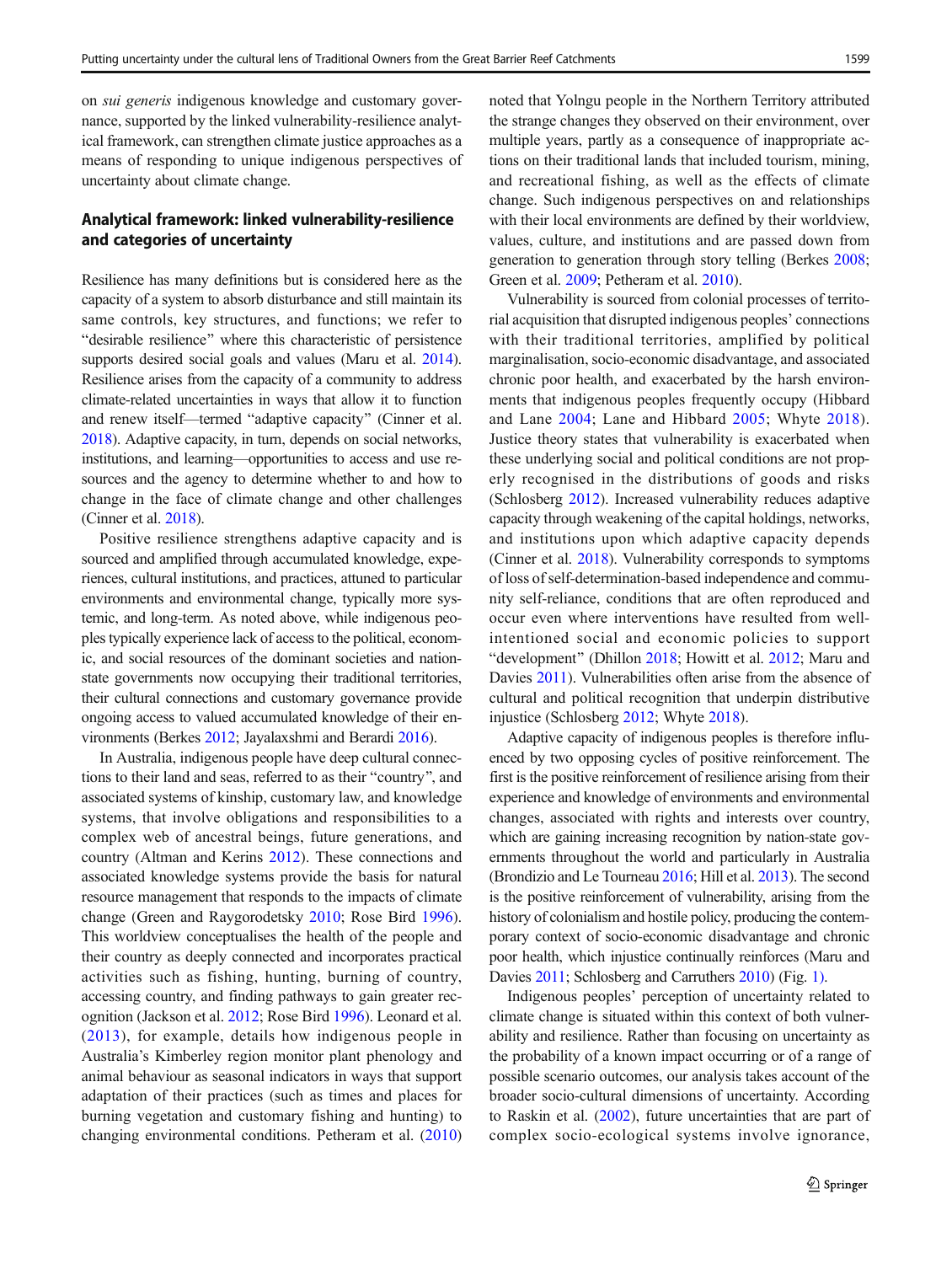on *sui generis* indigenous knowledge and customary governance, supported by the linked vulnerability-resilience analytical framework, can strengthen climate justice approaches as a means of responding to unique indigenous perspectives of uncertainty about climate change.

## Analytical framework: linked vulnerability-resilience and categories of uncertainty

Resilience has many definitions but is considered here as the capacity of a system to absorb disturbance and still maintain its same controls, key structures, and functions; we refer to "desirable resilience" where this characteristic of persistence supports desired social goals and values (Maru et al. 2014). Resilience arises from the capacity of a community to address climate-related uncertainties in ways that allow it to function and renew itself—termed "adaptive capacity" (Cinner et al. 2018). Adaptive capacity, in turn, depends on social networks, institutions, and learning—opportunities to access and use resources and the agency to determine whether to and how to change in the face of climate change and other challenges (Cinner et al. 2018).

Positive resilience strengthens adaptive capacity and is sourced and amplified through accumulated knowledge, experiences, cultural institutions, and practices, attuned to particular environments and environmental change, typically more systemic, and long-term. As noted above, while indigenous peoples typically experience lack of access to the political, economic, and social resources of the dominant societies and nation-state governments now occupying their traditional territories, their cultural connections and customary governance provide ongoing access to valued accumulated knowledge of their environments (Berkes 2012; Jayalaxshmi and Berardi 2016).

In Australia, indigenous people have deep cultural connections to their land and seas, referred to as their "country", and associated systems of kinship, customary law, and knowledge systems, that involve obligations and responsibilities to a complex web of ancestral beings, future generations, and country (Altman and Kerins 2012). These connections and associated knowledge systems provide the basis for natural resource management that responds to the impacts of climate change (Green and Raygorodetsky 2010; Rose Bird 1996). This worldview conceptualises the health of the people and their country as deeply connected and incorporates practical activities such as fishing, hunting, burning of country, accessing country, and finding pathways to gain greater recognition (Jackson et al. 2012; Rose Bird 1996). Leonard et al. (2013), for example, details how indigenous people in Australia's Kimberley region monitor plant phenology and animal behaviour as seasonal indicators in ways that support adaptation of their practices (such as times and places for burning vegetation and customary fishing and hunting) to changing environmental conditions. Petheram et al. (2010) noted that Yolngu people in the Northern Territory attributed the strange changes they observed on their environment, over multiple years, partly as a consequence of inappropriate actions on their traditional lands that included tourism, mining, and recreational fishing, as well as the effects of climate change. Such indigenous perspectives on and relationships with their local environments are defined by their worldview, values, culture, and institutions and are passed down from generation to generation through story telling (Berkes 2008; Green et al. 2009; Petheram et al. 2010).

Vulnerability is sourced from colonial processes of territorial acquisition that disrupted indigenous peoples' connections with their traditional territories, amplified by political marginalisation, socio-economic disadvantage, and associated chronic poor health, and exacerbated by the harsh environments that indigenous peoples frequently occupy (Hibbard and Lane 2004; Lane and Hibbard 2005; Whyte 2018). Justice theory states that vulnerability is exacerbated when these underlying social and political conditions are not properly recognised in the distributions of goods and risks (Schlosberg 2012). Increased vulnerability reduces adaptive capacity through weakening of the capital holdings, networks, and institutions upon which adaptive capacity depends (Cinner et al. 2018). Vulnerability corresponds to symptoms of loss of self-determination-based independence and community self-reliance, conditions that are often reproduced and occur even where interventions have resulted from well-intentioned social and economic policies to support "development" (Dhillon 2018; Howitt et al. 2012; Maru and Davies 2011). Vulnerabilities often arise from the absence of cultural and political recognition that underpin distributive injustice (Schlosberg 2012; Whyte 2018).

Adaptive capacity of indigenous peoples is therefore influenced by two opposing cycles of positive reinforcement. The first is the positive reinforcement of resilience arising from their experience and knowledge of environments and environmental changes, associated with rights and interests over country, which are gaining increasing recognition by nation-state governments throughout the world and particularly in Australia (Brondizio and Le Tourneau 2016; Hill et al. 2013). The second is the positive reinforcement of vulnerability, arising from the history of colonialism and hostile policy, producing the contemporary context of socio-economic disadvantage and chronic poor health, which injustice continually reinforces (Maru and Davies 2011; Schlosberg and Carruthers 2010) (Fig. 1).

Indigenous peoples' perception of uncertainty related to climate change is situated within this context of both vulnerability and resilience. Rather than focusing on uncertainty as the probability of a known impact occurring or of a range of possible scenario outcomes, our analysis takes account of the broader socio-cultural dimensions of uncertainty. According to Raskin et al. (2002), future uncertainties that are part of complex socio-ecological systems involve ignorance,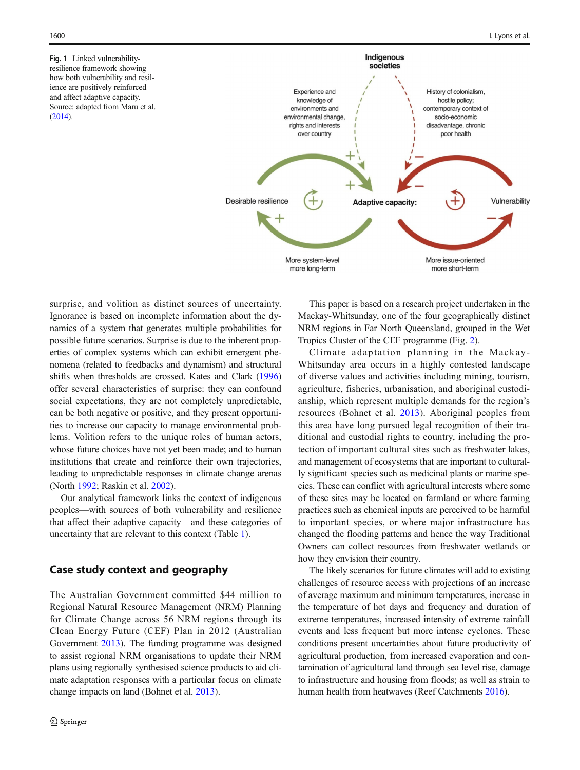Fig. 1 Linked vulnerability-resilience framework showing how both vulnerability and resilience are positively reinforced and affect adaptive capacity. Source: adapted from Maru et al. (2014).

surprise, and volition as distinct sources of uncertainty. Ignorance is based on incomplete information about the dynamics of a system that generates multiple probabilities for possible future scenarios. Surprise is due to the inherent properties of complex systems which can exhibit emergent phenomena (related to feedbacks and dynamism) and structural shifts when thresholds are crossed. Kates and Clark (1996) offer several characteristics of surprise: they can confound social expectations, they are not completely unpredictable, can be both negative or positive, and they present opportunities to increase our capacity to manage environmental problems. Volition refers to the unique roles of human actors, whose future choices have not yet been made; and to human institutions that create and reinforce their own trajectories, leading to unpredictable responses in climate change arenas (North 1992; Raskin et al. 2002).

Our analytical framework links the context of indigenous peoples—with sources of both vulnerability and resilience that affect their adaptive capacity—and these categories of uncertainty that are relevant to this context (Table 1).

## Case study context and geography

The Australian Government committed $44 million to Regional Natural Resource Management (NRM) Planning for Climate Change across 56 NRM regions through its Clean Energy Future (CEF) Plan in 2012 (Australian Government 2013). The funding programme was designed to assist regional NRM organisations to update their NRM plans using regionally synthesised science products to aid climate adaptation responses with a particular focus on climate change impacts on land (Bohnet et al. 2013).

This paper is based on a research project undertaken in the Mackay-Whitsunday, one of the four geographically distinct NRM regions in Far North Queensland, grouped in the Wet Tropics Cluster of the CEF programme (Fig. 2).

Climate adaptation planning in the Mackay-Whitsunday area occurs in a highly contested landscape of diverse values and activities including mining, tourism, agriculture, fisheries, urbanisation, and aboriginal custodianship, which represent multiple demands for the region's resources (Bohnet et al. 2013). Aboriginal peoples from this area have long pursued legal recognition of their traditional and custodial rights to country, including the protection of important cultural sites such as freshwater lakes, and management of ecosystems that are important to culturally significant species such as medicinal plants or marine species. These can conflict with agricultural interests where some of these sites may be located on farmland or where farming practices such as chemical inputs are perceived to be harmful to important species, or where major infrastructure has changed the flooding patterns and hence the way Traditional Owners can collect resources from freshwater wetlands or how they envision their country.

The likely scenarios for future climates will add to existing challenges of resource access with projections of an increase of average maximum and minimum temperatures, increase in the temperature of hot days and frequency and duration of extreme temperatures, increased intensity of extreme rainfall events and less frequent but more intense cyclones. These conditions present uncertainties about future productivity of agricultural production, from increased evaporation and contamination of agricultural land through sea level rise, damage to infrastructure and housing from floods; as well as strain to human health from heatwaves (Reef Catchments 2016).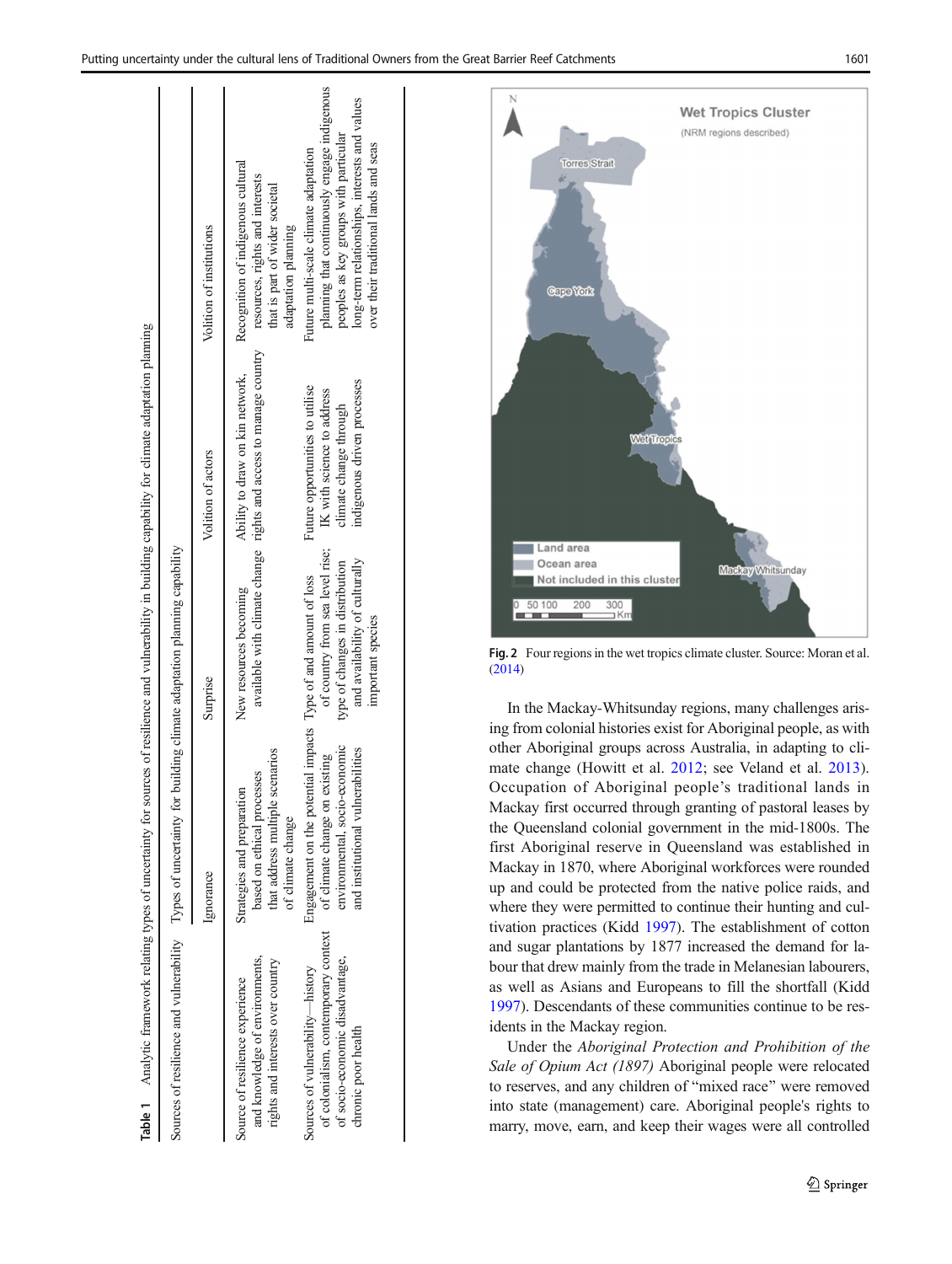**Table 1** Analytic framework relating types of uncertainty for sources of resilience and vulnerability in building capability for climate adaptation planning

| Sources of resilience and vulnerability | Types of uncertainty for building climate adaptation planning capability | | | |
|---|---|---|---|---|
| | Ignorance | Surprise | Volition of actors | Volition of institutions |
| Source of resilience experience and knowledge of environments, rights and interests over country | Strategies and preparation based on ethical processes that address multiple scenarios of climate change | New resources becoming available with climate change | Ability to draw on kin network, rights and access to manage country | Recognition of indigenous cultural resources, rights and interests that is part of wider societal adaptation planning |
| Sources of vulnerability—history of colonialism, contemporary context of socio-economic disadvantage, chronic poor health | Engagement on the potential impacts of climate change on existing environmental, socio-economic and institutional vulnerabilities | Type of and amount of loss of country from sea level rise; type of changes in distribution and availability of culturally important species | Future opportunities to utilise IK with science to address climate change through indigenous driven processes | Future multi-scale climate adaptation planning that continuously engage indigenous peoples as key groups with particular long-term relationships, interests and values over their traditional lands and seas |

Fig. 2 Four regions in the wet tropics climate cluster. Source: Moran et al. (2014)

In the Mackay-Whitsunday regions, many challenges arising from colonial histories exist for Aboriginal people, as with other Aboriginal groups across Australia, in adapting to climate change (Howitt et al. 2012; see Veland et al. 2013). Occupation of Aboriginal people's traditional lands in Mackay first occurred through granting of pastoral leases by the Queensland colonial government in the mid-1800s. The first Aboriginal reserve in Queensland was established in Mackay in 1870, where Aboriginal workforces were rounded up and could be protected from the native police raids, and where they were permitted to continue their hunting and cultivation practices (Kidd 1997). The establishment of cotton and sugar plantations by 1877 increased the demand for labour that drew mainly from the trade in Melanesian labourers, as well as Asians and Europeans to fill the shortfall (Kidd 1997). Descendants of these communities continue to be residents in the Mackay region.

Under the *Aboriginal Protection and Prohibition of the Sale of Opium Act (1897)* Aboriginal people were relocated to reserves, and any children of "mixed race" were removed into state (management) care. Aboriginal people's rights to marry, move, earn, and keep their wages were all controlled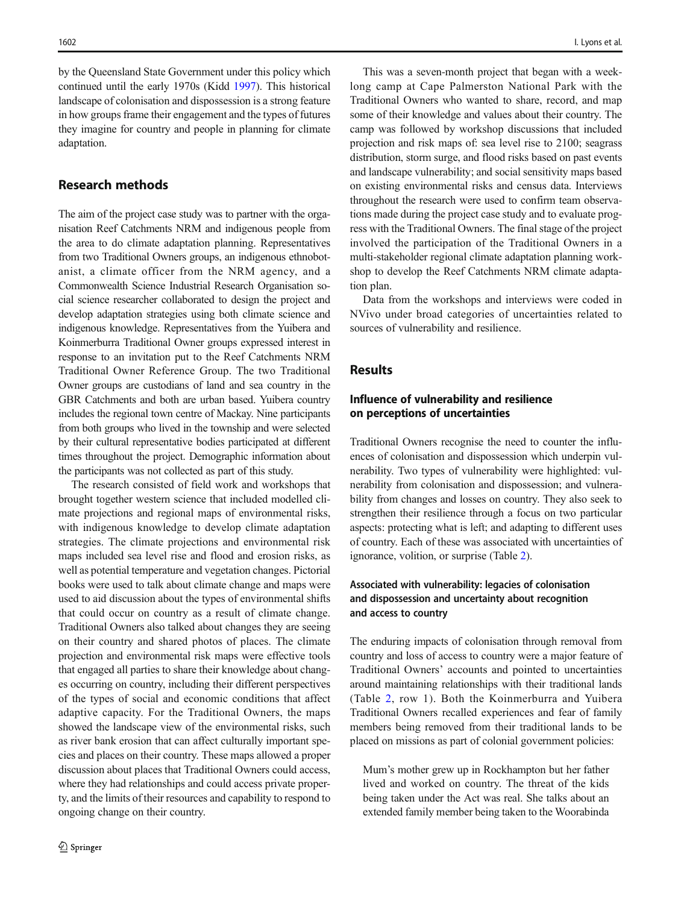by the Queensland State Government under this policy which continued until the early 1970s (Kidd 1997). This historical landscape of colonisation and dispossession is a strong feature in how groups frame their engagement and the types of futures they imagine for country and people in planning for climate adaptation.

## Research methods

The aim of the project case study was to partner with the organisation Reef Catchments NRM and indigenous people from the area to do climate adaptation planning. Representatives from two Traditional Owners groups, an indigenous ethnobotanist, a climate officer from the NRM agency, and a Commonwealth Science Industrial Research Organisation social science researcher collaborated to design the project and develop adaptation strategies using both climate science and indigenous knowledge. Representatives from the Yuibera and Koinmerburra Traditional Owner groups expressed interest in response to an invitation put to the Reef Catchments NRM Traditional Owner Reference Group. The two Traditional Owner groups are custodians of land and sea country in the GBR Catchments and both are urban based. Yuibera country includes the regional town centre of Mackay. Nine participants from both groups who lived in the township and were selected by their cultural representative bodies participated at different times throughout the project. Demographic information about the participants was not collected as part of this study.

The research consisted of field work and workshops that brought together western science that included modelled climate projections and regional maps of environmental risks, with indigenous knowledge to develop climate adaptation strategies. The climate projections and environmental risk maps included sea level rise and flood and erosion risks, as well as potential temperature and vegetation changes. Pictorial books were used to talk about climate change and maps were used to aid discussion about the types of environmental shifts that could occur on country as a result of climate change. Traditional Owners also talked about changes they are seeing on their country and shared photos of places. The climate projection and environmental risk maps were effective tools that engaged all parties to share their knowledge about changes occurring on country, including their different perspectives of the types of social and economic conditions that affect adaptive capacity. For the Traditional Owners, the maps showed the landscape view of the environmental risks, such as river bank erosion that can affect culturally important species and places on their country. These maps allowed a proper discussion about places that Traditional Owners could access, where they had relationships and could access private property, and the limits of their resources and capability to respond to ongoing change on their country.

This was a seven-month project that began with a week-long camp at Cape Palmerston National Park with the Traditional Owners who wanted to share, record, and map some of their knowledge and values about their country. The camp was followed by workshop discussions that included projection and risk maps of: sea level rise to 2100; seagrass distribution, storm surge, and flood risks based on past events and landscape vulnerability; and social sensitivity maps based on existing environmental risks and census data. Interviews throughout the research were used to confirm team observations made during the project case study and to evaluate progress with the Traditional Owners. The final stage of the project involved the participation of the Traditional Owners in a multi-stakeholder regional climate adaptation planning workshop to develop the Reef Catchments NRM climate adaptation plan.

Data from the workshops and interviews were coded in NVivo under broad categories of uncertainties related to sources of vulnerability and resilience.

## Results

### Influence of vulnerability and resilience on perceptions of uncertainties

Traditional Owners recognise the need to counter the influences of colonisation and dispossession which underpin vulnerability. Two types of vulnerability were highlighted: vulnerability from colonisation and dispossession; and vulnerability from changes and losses on country. They also seek to strengthen their resilience through a focus on two particular aspects: protecting what is left; and adapting to different uses of country. Each of these was associated with uncertainties of ignorance, volition, or surprise (Table 2).

#### Associated with vulnerability: legacies of colonisation and dispossession and uncertainty about recognition and access to country

The enduring impacts of colonisation through removal from country and loss of access to country were a major feature of Traditional Owners' accounts and pointed to uncertainties around maintaining relationships with their traditional lands (Table 2, row 1). Both the Koinmerburra and Yuibera Traditional Owners recalled experiences and fear of family members being removed from their traditional lands to be placed on missions as part of colonial government policies:

> Mum's mother grew up in Rockhampton but her father lived and worked on country. The threat of the kids being taken under the Act was real. She talks about an extended family member being taken to the Woorabinda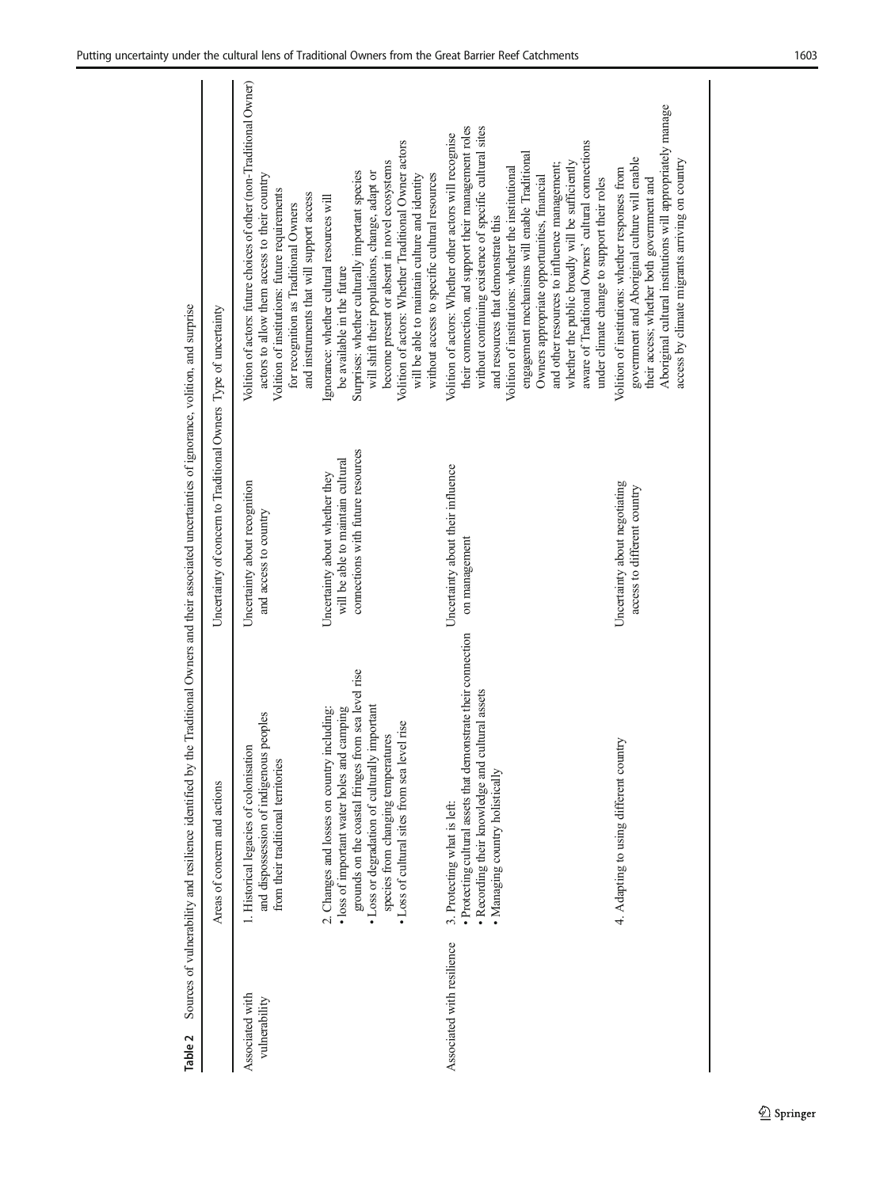**Table 2** Sources of vulnerability and resilience identified by the Traditional Owners and their associated uncertainties of ignorance, volition, and surprise

| | Areas of concern and actions | Uncertainty of concern to Traditional Owners | Type of uncertainty |
|---|---|---|---|
| Associated with vulnerability | 1. Historical legacies of colonisation and dispossession of indigenous peoples from their traditional territories | Uncertainty about recognition and access to country | Volition of actors: future choices of other (non-Traditional Owner) actors to allow them access to their country<br>Volition of institutions: future requirements for recognition as Traditional Owners and instruments that will support access |
| | 2. Changes and losses on country including:<br>• loss of important water holes and camping grounds on the coastal fringes from sea level rise<br>• Loss or degradation of culturally important species from changing temperatures<br>• Loss of cultural sites from sea level rise | Uncertainty about whether they will be able to maintain cultural connections with future resources | Ignorance: whether cultural resources will be available in the future<br>Surprises: whether culturally important species will shift their populations, change, adapt or become present or absent in novel ecosystems<br>Volition of actors: Whether Traditional Owner actors will be able to maintain culture and identity without access to specific cultural resources |
| Associated with resilience | 3. Protecting what is left:<br>• Protecting cultural assets that demonstrate their connection<br>• Recording their knowledge and cultural assets<br>• Managing country holistically | Uncertainty about their influence on management | Volition of actors: Whether other actors will recognise their connection, and support their management roles without continuing existence of specific cultural sites and resources that demonstrate this<br>Volition of institutions: whether the institutional engagement mechanisms will enable Traditional Owners appropriate opportunities, financial and other resources to influence management; whether the public broadly will be sufficiently aware of Traditional Owners' cultural connections under climate change to support their roles |
| | 4. Adapting to using different country | Uncertainty about negotiating access to different country | Volition of institutions: whether responses from government and Aboriginal culture will enable their access; whether both government and Aboriginal cultural institutions will appropriately manage access by climate migrants arriving on country |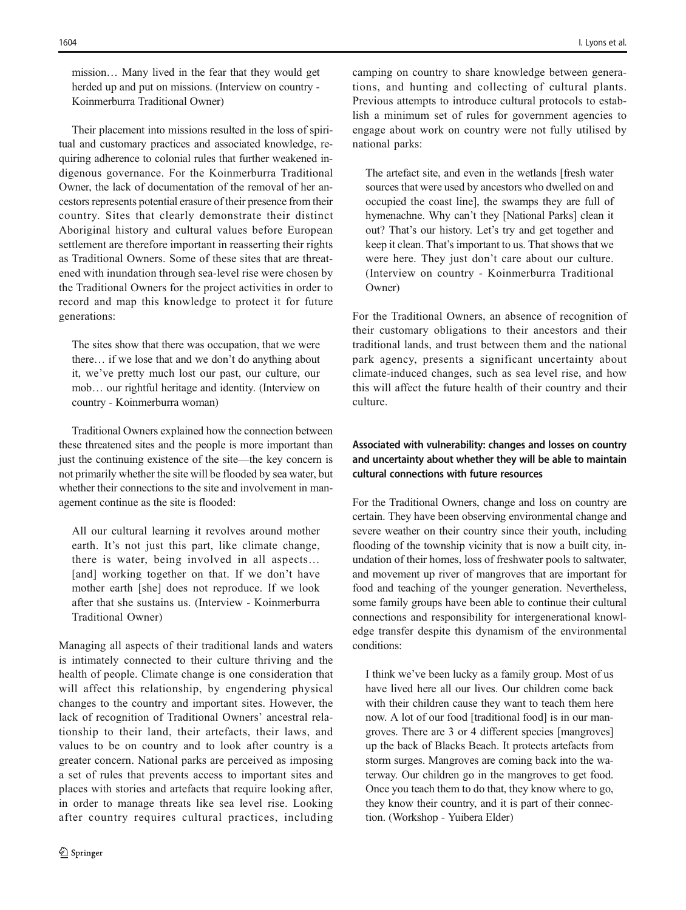> mission… Many lived in the fear that they would get herded up and put on missions. (Interview on country - Koinmerburra Traditional Owner)

Their placement into missions resulted in the loss of spiritual and customary practices and associated knowledge, requiring adherence to colonial rules that further weakened indigenous governance. For the Koinmerburra Traditional Owner, the lack of documentation of the removal of her ancestors represents potential erasure of their presence from their country. Sites that clearly demonstrate their distinct Aboriginal history and cultural values before European settlement are therefore important in reasserting their rights as Traditional Owners. Some of these sites that are threatened with inundation through sea-level rise were chosen by the Traditional Owners for the project activities in order to record and map this knowledge to protect it for future generations:

> The sites show that there was occupation, that we were there… if we lose that and we don't do anything about it, we've pretty much lost our past, our culture, our mob… our rightful heritage and identity. (Interview on country - Koinmerburra woman)

Traditional Owners explained how the connection between these threatened sites and the people is more important than just the continuing existence of the site—the key concern is not primarily whether the site will be flooded by sea water, but whether their connections to the site and involvement in management continue as the site is flooded:

> All our cultural learning it revolves around mother earth. It's not just this part, like climate change, there is water, being involved in all aspects… [and] working together on that. If we don't have mother earth [she] does not reproduce. If we look after that she sustains us. (Interview - Koinmerburra Traditional Owner)

Managing all aspects of their traditional lands and waters is intimately connected to their culture thriving and the health of people. Climate change is one consideration that will affect this relationship, by engendering physical changes to the country and important sites. However, the lack of recognition of Traditional Owners' ancestral relationship to their land, their artefacts, their laws, and values to be on country and to look after country is a greater concern. National parks are perceived as imposing a set of rules that prevents access to important sites and places with stories and artefacts that require looking after, in order to manage threats like sea level rise. Looking after country requires cultural practices, including camping on country to share knowledge between generations, and hunting and collecting of cultural plants. Previous attempts to introduce cultural protocols to establish a minimum set of rules for government agencies to engage about work on country were not fully utilised by national parks:

> The artefact site, and even in the wetlands [fresh water sources that were used by ancestors who dwelled on and occupied the coast line], the swamps they are full of hymenachne. Why can't they [National Parks] clean it out? That's our history. Let's try and get together and keep it clean. That's important to us. That shows that we were here. They just don't care about our culture. (Interview on country - Koinmerburra Traditional Owner)

For the Traditional Owners, an absence of recognition of their customary obligations to their ancestors and their traditional lands, and trust between them and the national park agency, presents a significant uncertainty about climate-induced changes, such as sea level rise, and how this will affect the future health of their country and their culture.

### Associated with vulnerability: changes and losses on country and uncertainty about whether they will be able to maintain cultural connections with future resources

For the Traditional Owners, change and loss on country are certain. They have been observing environmental change and severe weather on their country since their youth, including flooding of the township vicinity that is now a built city, inundation of their homes, loss of freshwater pools to saltwater, and movement up river of mangroves that are important for food and teaching of the younger generation. Nevertheless, some family groups have been able to continue their cultural connections and responsibility for intergenerational knowledge transfer despite this dynamism of the environmental conditions:

> I think we've been lucky as a family group. Most of us have lived here all our lives. Our children come back with their children cause they want to teach them here now. A lot of our food [traditional food] is in our mangroves. There are 3 or 4 different species [mangroves] up the back of Blacks Beach. It protects artefacts from storm surges. Mangroves are coming back into the waterway. Our children go in the mangroves to get food. Once you teach them to do that, they know where to go, they know their country, and it is part of their connection. (Workshop - Yuibera Elder)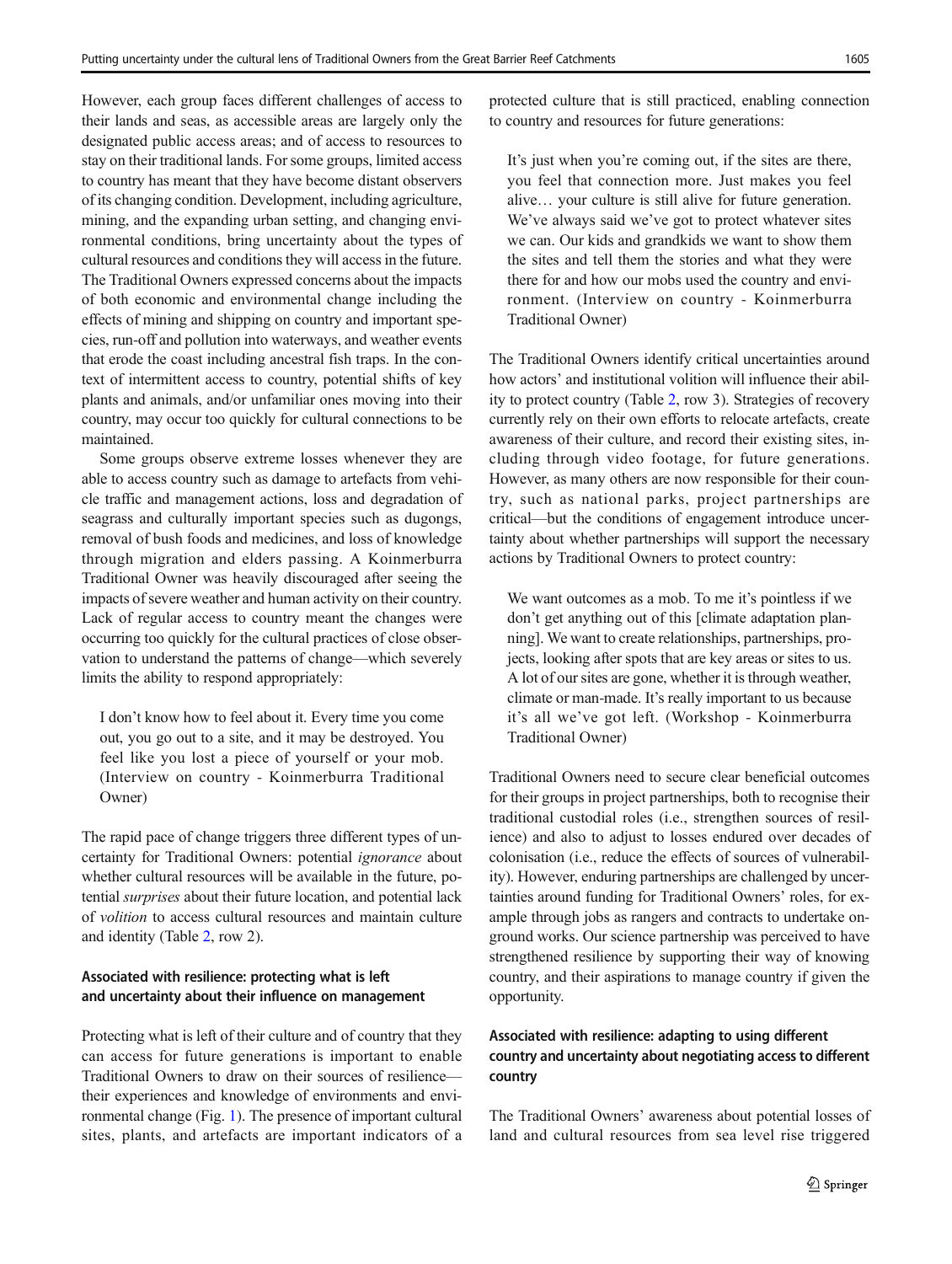However, each group faces different challenges of access to their lands and seas, as accessible areas are largely only the designated public access areas; and of access to resources to stay on their traditional lands. For some groups, limited access to country has meant that they have become distant observers of its changing condition. Development, including agriculture, mining, and the expanding urban setting, and changing environmental conditions, bring uncertainty about the types of cultural resources and conditions they will access in the future. The Traditional Owners expressed concerns about the impacts of both economic and environmental change including the effects of mining and shipping on country and important species, run-off and pollution into waterways, and weather events that erode the coast including ancestral fish traps. In the context of intermittent access to country, potential shifts of key plants and animals, and/or unfamiliar ones moving into their country, may occur too quickly for cultural connections to be maintained.

Some groups observe extreme losses whenever they are able to access country such as damage to artefacts from vehicle traffic and management actions, loss and degradation of seagrass and culturally important species such as dugongs, removal of bush foods and medicines, and loss of knowledge through migration and elders passing. A Koinmerburra Traditional Owner was heavily discouraged after seeing the impacts of severe weather and human activity on their country. Lack of regular access to country meant the changes were occurring too quickly for the cultural practices of close observation to understand the patterns of change—which severely limits the ability to respond appropriately:

> I don't know how to feel about it. Every time you come out, you go out to a site, and it may be destroyed. You feel like you lost a piece of yourself or your mob. (Interview on country - Koinmerburra Traditional Owner)

The rapid pace of change triggers three different types of uncertainty for Traditional Owners: potential *ignorance* about whether cultural resources will be available in the future, potential *surprises* about their future location, and potential lack of *volition* to access cultural resources and maintain culture and identity (Table 2, row 2).

### Associated with resilience: protecting what is left and uncertainty about their influence on management

Protecting what is left of their culture and of country that they can access for future generations is important to enable Traditional Owners to draw on their sources of resilience—their experiences and knowledge of environments and environmental change (Fig. 1). The presence of important cultural sites, plants, and artefacts are important indicators of a protected culture that is still practiced, enabling connection to country and resources for future generations:

> It's just when you're coming out, if the sites are there, you feel that connection more. Just makes you feel alive… your culture is still alive for future generation. We've always said we've got to protect whatever sites we can. Our kids and grandkids we want to show them the sites and tell them the stories and what they were there for and how our mobs used the country and environment. (Interview on country - Koinmerburra Traditional Owner)

The Traditional Owners identify critical uncertainties around how actors' and institutional volition will influence their ability to protect country (Table 2, row 3). Strategies of recovery currently rely on their own efforts to relocate artefacts, create awareness of their culture, and record their existing sites, including through video footage, for future generations. However, as many others are now responsible for their country, such as national parks, project partnerships are critical—but the conditions of engagement introduce uncertainty about whether partnerships will support the necessary actions by Traditional Owners to protect country:

> We want outcomes as a mob. To me it's pointless if we don't get anything out of this [climate adaptation planning]. We want to create relationships, partnerships, projects, looking after spots that are key areas or sites to us. A lot of our sites are gone, whether it is through weather, climate or man-made. It's really important to us because it's all we've got left. (Workshop - Koinmerburra Traditional Owner)

Traditional Owners need to secure clear beneficial outcomes for their groups in project partnerships, both to recognise their traditional custodial roles (i.e., strengthen sources of resilience) and also to adjust to losses endured over decades of colonisation (i.e., reduce the effects of sources of vulnerability). However, enduring partnerships are challenged by uncertainties around funding for Traditional Owners' roles, for example through jobs as rangers and contracts to undertake on-ground works. Our science partnership was perceived to have strengthened resilience by supporting their way of knowing country, and their aspirations to manage country if given the opportunity.

### Associated with resilience: adapting to using different country and uncertainty about negotiating access to different country

The Traditional Owners' awareness about potential losses of land and cultural resources from sea level rise triggered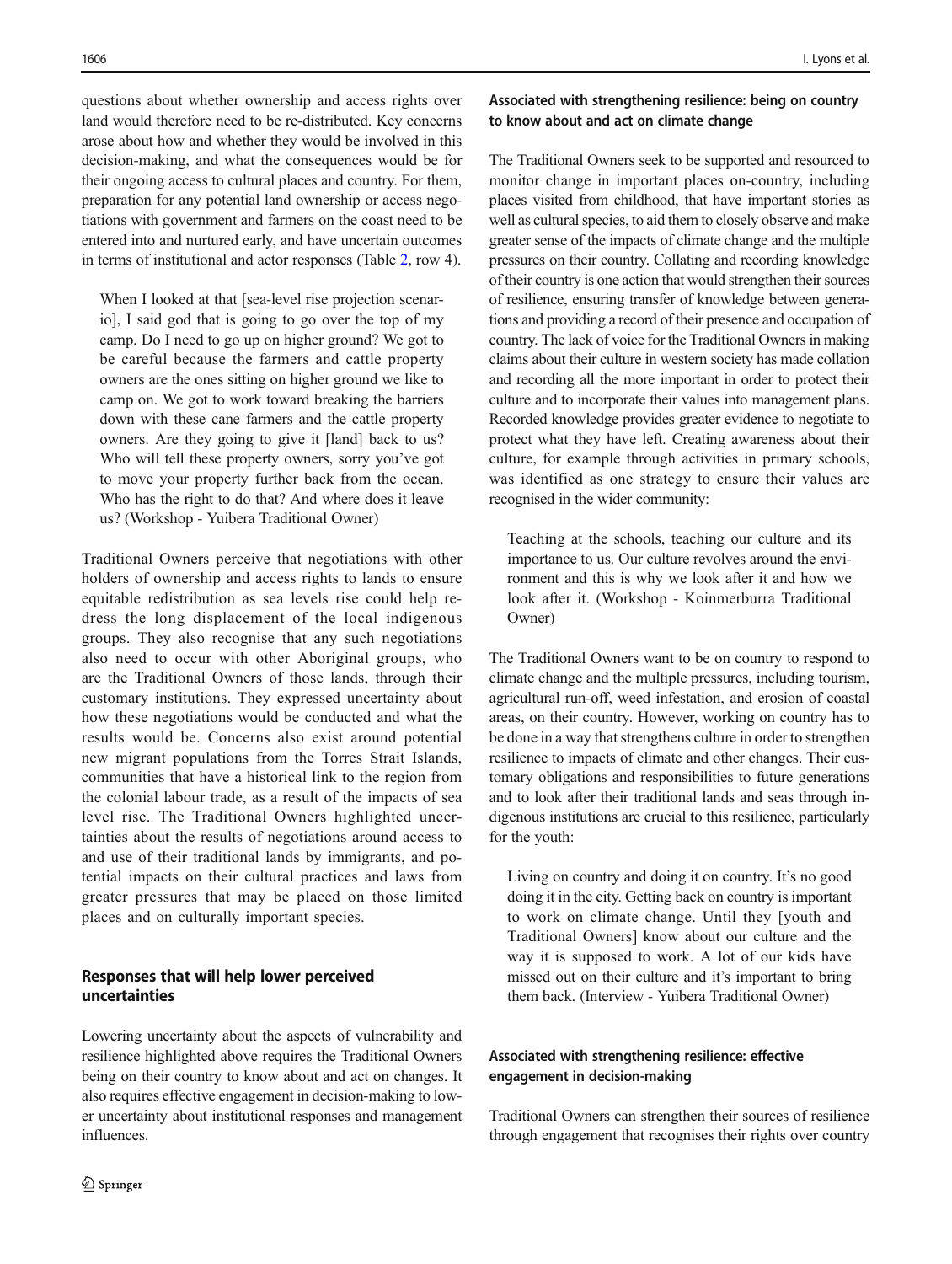questions about whether ownership and access rights over land would therefore need to be re-distributed. Key concerns arose about how and whether they would be involved in this decision-making, and what the consequences would be for their ongoing access to cultural places and country. For them, preparation for any potential land ownership or access negotiations with government and farmers on the coast need to be entered into and nurtured early, and have uncertain outcomes in terms of institutional and actor responses (Table 2, row 4).

> When I looked at that [sea-level rise projection scenario], I said god that is going to go over the top of my camp. Do I need to go up on higher ground? We got to be careful because the farmers and cattle property owners are the ones sitting on higher ground we like to camp on. We got to work toward breaking the barriers down with these cane farmers and the cattle property owners. Are they going to give it [land] back to us? Who will tell these property owners, sorry you've got to move your property further back from the ocean. Who has the right to do that? And where does it leave us? (Workshop - Yuibera Traditional Owner)

Traditional Owners perceive that negotiations with other holders of ownership and access rights to lands to ensure equitable redistribution as sea levels rise could help redress the long displacement of the local indigenous groups. They also recognise that any such negotiations also need to occur with other Aboriginal groups, who are the Traditional Owners of those lands, through their customary institutions. They expressed uncertainty about how these negotiations would be conducted and what the results would be. Concerns also exist around potential new migrant populations from the Torres Strait Islands, communities that have a historical link to the region from the colonial labour trade, as a result of the impacts of sea level rise. The Traditional Owners highlighted uncertainties about the results of negotiations around access to and use of their traditional lands by immigrants, and potential impacts on their cultural practices and laws from greater pressures that may be placed on those limited places and on culturally important species.

## Responses that will help lower perceived uncertainties

Lowering uncertainty about the aspects of vulnerability and resilience highlighted above requires the Traditional Owners being on their country to know about and act on changes. It also requires effective engagement in decision-making to lower uncertainty about institutional responses and management influences.

### Associated with strengthening resilience: being on country to know about and act on climate change

The Traditional Owners seek to be supported and resourced to monitor change in important places on-country, including places visited from childhood, that have important stories as well as cultural species, to aid them to closely observe and make greater sense of the impacts of climate change and the multiple pressures on their country. Collating and recording knowledge of their country is one action that would strengthen their sources of resilience, ensuring transfer of knowledge between generations and providing a record of their presence and occupation of country. The lack of voice for the Traditional Owners in making claims about their culture in western society has made collation and recording all the more important in order to protect their culture and to incorporate their values into management plans. Recorded knowledge provides greater evidence to negotiate to protect what they have left. Creating awareness about their culture, for example through activities in primary schools, was identified as one strategy to ensure their values are recognised in the wider community:

> Teaching at the schools, teaching our culture and its importance to us. Our culture revolves around the environment and this is why we look after it and how we look after it. (Workshop - Koinmerburra Traditional Owner)

The Traditional Owners want to be on country to respond to climate change and the multiple pressures, including tourism, agricultural run-off, weed infestation, and erosion of coastal areas, on their country. However, working on country has to be done in a way that strengthens culture in order to strengthen resilience to impacts of climate and other changes. Their customary obligations and responsibilities to future generations and to look after their traditional lands and seas through indigenous institutions are crucial to this resilience, particularly for the youth:

> Living on country and doing it on country. It's no good doing it in the city. Getting back on country is important to work on climate change. Until they [youth and Traditional Owners] know about our culture and the way it is supposed to work. A lot of our kids have missed out on their culture and it's important to bring them back. (Interview - Yuibera Traditional Owner)

### Associated with strengthening resilience: effective engagement in decision-making

Traditional Owners can strengthen their sources of resilience through engagement that recognises their rights over country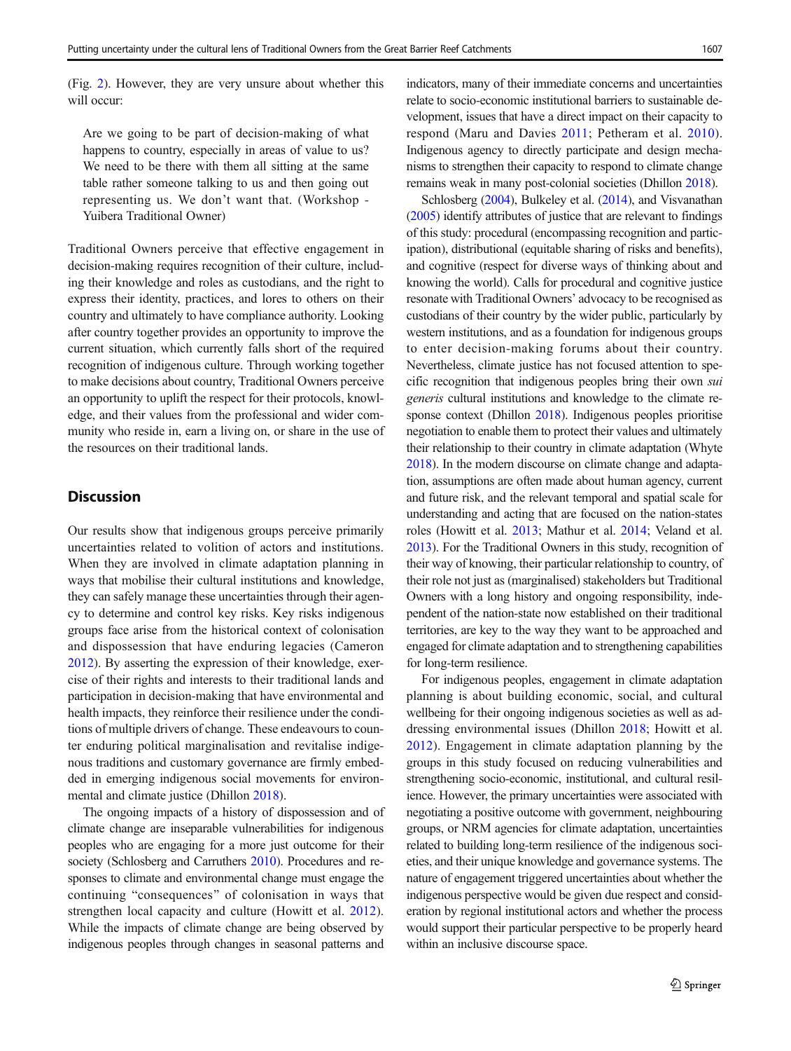(Fig. 2). However, they are very unsure about whether this will occur:

> Are we going to be part of decision-making of what happens to country, especially in areas of value to us? We need to be there with them all sitting at the same table rather someone talking to us and then going out representing us. We don't want that. (Workshop - Yuibera Traditional Owner)

Traditional Owners perceive that effective engagement in decision-making requires recognition of their culture, including their knowledge and roles as custodians, and the right to express their identity, practices, and lores to others on their country and ultimately to have compliance authority. Looking after country together provides an opportunity to improve the current situation, which currently falls short of the required recognition of indigenous culture. Through working together to make decisions about country, Traditional Owners perceive an opportunity to uplift the respect for their protocols, knowledge, and their values from the professional and wider community who reside in, earn a living on, or share in the use of the resources on their traditional lands.

## Discussion

Our results show that indigenous groups perceive primarily uncertainties related to volition of actors and institutions. When they are involved in climate adaptation planning in ways that mobilise their cultural institutions and knowledge, they can safely manage these uncertainties through their agency to determine and control key risks. Key risks indigenous groups face arise from the historical context of colonisation and dispossession that have enduring legacies (Cameron 2012). By asserting the expression of their knowledge, exercise of their rights and interests to their traditional lands and participation in decision-making that have environmental and health impacts, they reinforce their resilience under the conditions of multiple drivers of change. These endeavours to counter enduring political marginalisation and revitalise indigenous traditions and customary governance are firmly embedded in emerging indigenous social movements for environmental and climate justice (Dhillon 2018).

The ongoing impacts of a history of dispossession and of climate change are inseparable vulnerabilities for indigenous peoples who are engaging for a more just outcome for their society (Schlosberg and Carruthers 2010). Procedures and responses to climate and environmental change must engage the continuing "consequences" of colonisation in ways that strengthen local capacity and culture (Howitt et al. 2012). While the impacts of climate change are being observed by indigenous peoples through changes in seasonal patterns and indicators, many of their immediate concerns and uncertainties relate to socio-economic institutional barriers to sustainable development, issues that have a direct impact on their capacity to respond (Maru and Davies 2011; Petheram et al. 2010). Indigenous agency to directly participate and design mechanisms to strengthen their capacity to respond to climate change remains weak in many post-colonial societies (Dhillon 2018).

Schlosberg (2004), Bulkeley et al. (2014), and Visvanathan (2005) identify attributes of justice that are relevant to findings of this study: procedural (encompassing recognition and participation), distributional (equitable sharing of risks and benefits), and cognitive (respect for diverse ways of thinking about and knowing the world). Calls for procedural and cognitive justice resonate with Traditional Owners' advocacy to be recognised as custodians of their country by the wider public, particularly by western institutions, and as a foundation for indigenous groups to enter decision-making forums about their country. Nevertheless, climate justice has not focused attention to specific recognition that indigenous peoples bring their own *sui generis* cultural institutions and knowledge to the climate response context (Dhillon 2018). Indigenous peoples prioritise negotiation to enable them to protect their values and ultimately their relationship to their country in climate adaptation (Whyte 2018). In the modern discourse on climate change and adaptation, assumptions are often made about human agency, current and future risk, and the relevant temporal and spatial scale for understanding and acting that are focused on the nation-states roles (Howitt et al. 2013; Mathur et al. 2014; Veland et al. 2013). For the Traditional Owners in this study, recognition of their way of knowing, their particular relationship to country, of their role not just as (marginalised) stakeholders but Traditional Owners with a long history and ongoing responsibility, independent of the nation-state now established on their traditional territories, are key to the way they want to be approached and engaged for climate adaptation and to strengthening capabilities for long-term resilience.

For indigenous peoples, engagement in climate adaptation planning is about building economic, social, and cultural wellbeing for their ongoing indigenous societies as well as addressing environmental issues (Dhillon 2018; Howitt et al. 2012). Engagement in climate adaptation planning by the groups in this study focused on reducing vulnerabilities and strengthening socio-economic, institutional, and cultural resilience. However, the primary uncertainties were associated with negotiating a positive outcome with government, neighbouring groups, or NRM agencies for climate adaptation, uncertainties related to building long-term resilience of the indigenous societies, and their unique knowledge and governance systems. The nature of engagement triggered uncertainties about whether the indigenous perspective would be given due respect and consideration by regional institutional actors and whether the process would support their particular perspective to be properly heard within an inclusive discourse space.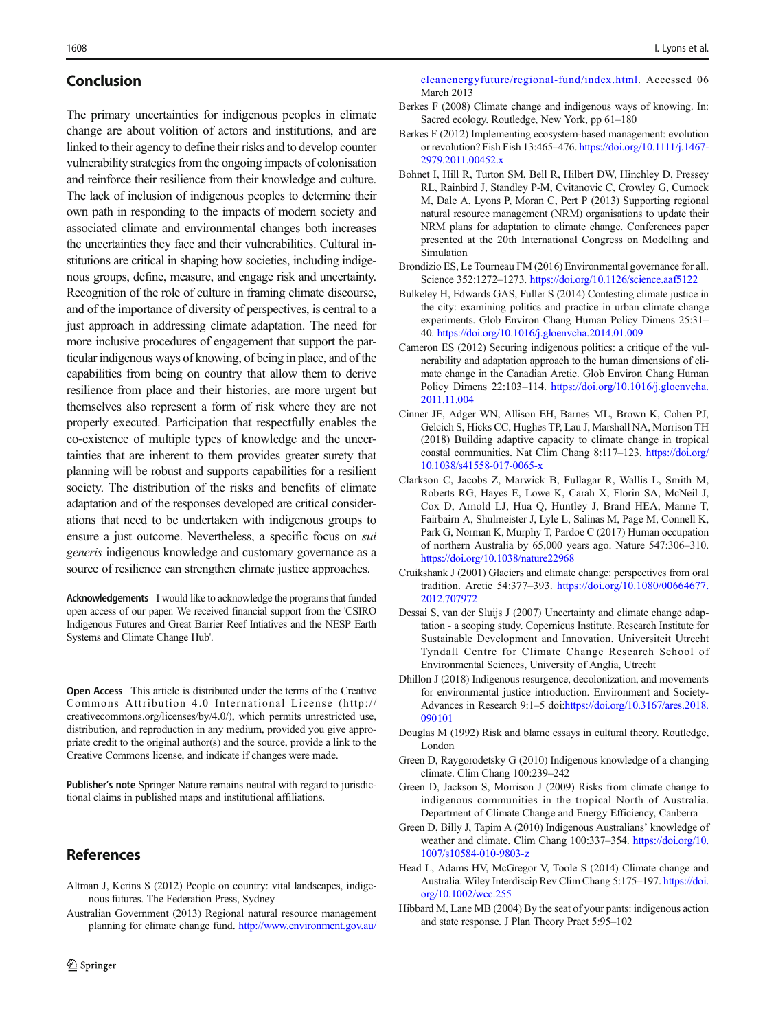## Conclusion

The primary uncertainties for indigenous peoples in climate change are about volition of actors and institutions, and are linked to their agency to define their risks and to develop counter vulnerability strategies from the ongoing impacts of colonisation and reinforce their resilience from their knowledge and culture. The lack of inclusion of indigenous peoples to determine their own path in responding to the impacts of modern society and associated climate and environmental changes both increases the uncertainties they face and their vulnerabilities. Cultural institutions are critical in shaping how societies, including indigenous groups, define, measure, and engage risk and uncertainty. Recognition of the role of culture in framing climate discourse, and of the importance of diversity of perspectives, is central to a just approach in addressing climate adaptation. The need for more inclusive procedures of engagement that support the particular indigenous ways of knowing, of being in place, and of the capabilities from being on country that allow them to derive resilience from place and their histories, are more urgent but themselves also represent a form of risk where they are not properly executed. Participation that respectfully enables the co-existence of multiple types of knowledge and the uncertainties that are inherent to them provides greater surety that planning will be robust and supports capabilities for a resilient society. The distribution of the risks and benefits of climate adaptation and of the responses developed are critical considerations that need to be undertaken with indigenous groups to ensure a just outcome. Nevertheless, a specific focus on *sui generis* indigenous knowledge and customary governance as a source of resilience can strengthen climate justice approaches.

**Acknowledgements** I would like to acknowledge the programs that funded open access of our paper. We received financial support from the 'CSIRO Indigenous Futures and Great Barrier Reef Intiatives and the NESP Earth Systems and Climate Change Hub'.

**Open Access** This article is distributed under the terms of the Creative Commons Attribution 4.0 International License (http://creativecommons.org/licenses/by/4.0/), which permits unrestricted use, distribution, and reproduction in any medium, provided you give appropriate credit to the original author(s) and the source, provide a link to the Creative Commons license, and indicate if changes were made.

**Publisher's note** Springer Nature remains neutral with regard to jurisdictional claims in published maps and institutional affiliations.

## References

Altman J, Kerins S (2012) People on country: vital landscapes, indigenous futures. The Federation Press, Sydney

Australian Government (2013) Regional natural resource management planning for climate change fund. http://www.environment.gov.au/cleanenergyfuture/regional-fund/index.html. Accessed 06 March 2013

Berkes F (2008) Climate change and indigenous ways of knowing. In: Sacred ecology. Routledge, New York, pp 61–180

Berkes F (2012) Implementing ecosystem-based management: evolution or revolution? Fish Fish 13:465–476. https://doi.org/10.1111/j.1467-2979.2011.00452.x

Bohnet I, Hill R, Turton SM, Bell R, Hilbert DW, Hinchley D, Pressey RL, Rainbird J, Standley P-M, Cvitanovic C, Crowley G, Curnock M, Dale A, Lyons P, Moran C, Pert P (2013) Supporting regional natural resource management (NRM) organisations to update their NRM plans for adaptation to climate change. Conferences paper presented at the 20th International Congress on Modelling and Simulation

Brondizio ES, Le Tourneau FM (2016) Environmental governance for all. Science 352:1272–1273. https://doi.org/10.1126/science.aaf5122

Bulkeley H, Edwards GAS, Fuller S (2014) Contesting climate justice in the city: examining politics and practice in urban climate change experiments. Glob Environ Chang Human Policy Dimens 25:31–40. https://doi.org/10.1016/j.gloenvcha.2014.01.009

Cameron ES (2012) Securing indigenous politics: a critique of the vulnerability and adaptation approach to the human dimensions of climate change in the Canadian Arctic. Glob Environ Chang Human Policy Dimens 22:103–114. https://doi.org/10.1016/j.gloenvcha.2011.11.004

Cinner JE, Adger WN, Allison EH, Barnes ML, Brown K, Cohen PJ, Gelcich S, Hicks CC, Hughes TP, Lau J, Marshall NA, Morrison TH (2018) Building adaptive capacity to climate change in tropical coastal communities. Nat Clim Chang 8:117–123. https://doi.org/10.1038/s41558-017-0065-x

Clarkson C, Jacobs Z, Marwick B, Fullagar R, Wallis L, Smith M, Roberts RG, Hayes E, Lowe K, Carah X, Florin SA, McNeil J, Cox D, Arnold LJ, Hua Q, Huntley J, Brand HEA, Manne T, Fairbairn A, Shulmeister J, Lyle L, Salinas M, Page M, Connell K, Park G, Norman K, Murphy T, Pardoe C (2017) Human occupation of northern Australia by 65,000 years ago. Nature 547:306–310. https://doi.org/10.1038/nature22968

Cruikshank J (2001) Glaciers and climate change: perspectives from oral tradition. Arctic 54:377–393. https://doi.org/10.1080/00664677.2012.707972

Dessai S, van der Sluijs J (2007) Uncertainty and climate change adaptation - a scoping study. Copernicus Institute. Research Institute for Sustainable Development and Innovation. Universiteit Utrecht Tyndall Centre for Climate Change Research School of Environmental Sciences, University of Anglia, Utrecht

Dhillon J (2018) Indigenous resurgence, decolonization, and movements for environmental justice introduction. Environment and Society-Advances in Research 9:1–5 doi:https://doi.org/10.3167/ares.2018.090101

Douglas M (1992) Risk and blame essays in cultural theory. Routledge, London

Green D, Raygorodetsky G (2010) Indigenous knowledge of a changing climate. Clim Chang 100:239–242

Green D, Jackson S, Morrison J (2009) Risks from climate change to indigenous communities in the tropical North of Australia. Department of Climate Change and Energy Efficiency, Canberra

Green D, Billy J, Tapim A (2010) Indigenous Australians' knowledge of weather and climate. Clim Chang 100:337–354. https://doi.org/10.1007/s10584-010-9803-z

Head L, Adams HV, McGregor V, Toole S (2014) Climate change and Australia. Wiley Interdiscip Rev Clim Chang 5:175–197. https://doi.org/10.1002/wcc.255

Hibbard M, Lane MB (2004) By the seat of your pants: indigenous action and state response. J Plan Theory Pract 5:95–102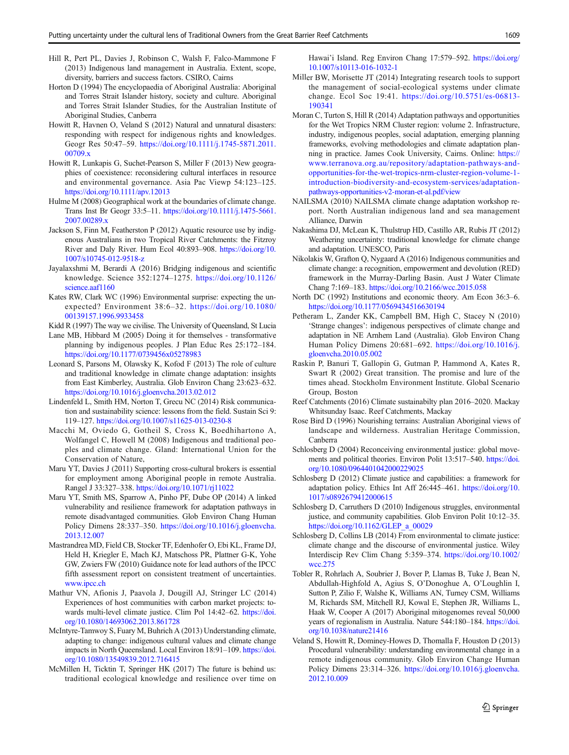Hill R, Pert PL, Davies J, Robinson C, Walsh F, Falco-Mammone F (2013) Indigenous land management in Australia. Extent, scope, diversity, barriers and success factors. CSIRO, Cairns

Horton D (1994) The encyclopaedia of Aboriginal Australia: Aboriginal and Torres Strait Islander history, society and culture. Aboriginal and Torres Strait Islander Studies, for the Australian Institute of Aboriginal Studies, Canberra

Howitt R, Havnen O, Veland S (2012) Natural and unnatural disasters: responding with respect for indigenous rights and knowledges. Geogr Res 50:47–59. https://doi.org/10.1111/j.1745-5871.2011.00709.x

Howitt R, Lunkapis G, Suchet-Pearson S, Miller F (2013) New geographies of coexistence: reconsidering cultural interfaces in resource and environmental governance. Asia Pac Viewp 54:123–125. https://doi.org/10.1111/apv.12013

Hulme M (2008) Geographical work at the boundaries of climate change. Trans Inst Br Geogr 33:5–11. https://doi.org/10.1111/j.1475-5661.2007.00289.x

Jackson S, Finn M, Featherston P (2012) Aquatic resource use by indigenous Australians in two Tropical River Catchments: the Fitzroy River and Daly River. Hum Ecol 40:893–908. https://doi.org/10.1007/s10745-012-9518-z

Jayalaxshmi M, Berardi A (2016) Bridging indigenous and scientific knowledge. Science 352:1274–1275. https://doi.org/10.1126/science.aaf1160

Kates RW, Clark WC (1996) Environmental surprise: expecting the unexpected? Environment 38:6–32. https://doi.org/10.1080/00139157.1996.9933458

Kidd R (1997) The way we civilise. The University of Queensland, St Lucia

Lane MB, Hibbard M (2005) Doing it for themselves - transformative planning by indigenous peoples. J Plan Educ Res 25:172–184. https://doi.org/10.1177/0739456x05278983

Leonard S, Parsons M, Olawsky K, Kofod F (2013) The role of culture and traditional knowledge in climate change adaptation: insights from East Kimberley, Australia. Glob Environ Chang 23:623–632. https://doi.org/10.1016/j.gloenvcha.2013.02.012

Lindenfeld L, Smith HM, Norton T, Grecu NC (2014) Risk communication and sustainability science: lessons from the field. Sustain Sci 9:119–127. https://doi.org/10.1007/s11625-013-0230-8

Macchi M, Oviedo G, Gotheil S, Cross K, Boedhihartono A, Wolfangel C, Howell M (2008) Indigenous and traditional peoples and climate change. Gland: International Union for the Conservation of Nature,

Maru YT, Davies J (2011) Supporting cross-cultural brokers is essential for employment among Aboriginal people in remote Australia. Rangel J 33:327–338. https://doi.org/10.1071/rj11022

Maru YT, Smith MS, Sparrow A, Pinho PF, Dube OP (2014) A linked vulnerability and resilience framework for adaptation pathways in remote disadvantaged communities. Glob Environ Chang Human Policy Dimens 28:337–350. https://doi.org/10.1016/j.gloenvcha.2013.12.007

Mastrandrea MD, Field CB, Stocker TF, Edenhofer O, Ebi KL, Frame DJ, Held H, Kriegler E, Mach KJ, Matschoss PR, Plattner G-K, Yohe GW, Zwiers FW (2010) Guidance note for lead authors of the IPCC fifth assessment report on consistent treatment of uncertainties. www.ipcc.ch

Mathur VN, Afionis J, Paavola J, Dougill AJ, Stringer LC (2014) Experiences of host communities with carbon market projects: towards multi-level climate justice. Clim Pol 14:42–62. https://doi.org/10.1080/14693062.2013.861728

McIntyre-Tamwoy S, Fuary M, Buhrich A (2013) Understanding climate, adapting to change: indigenous cultural values and climate change impacts in North Queensland. Local Environ 18:91–109. https://doi.org/10.1080/13549839.2012.716415

McMillen H, Ticktin T, Springer HK (2017) The future is behind us: traditional ecological knowledge and resilience over time on Hawai'i Island. Reg Environ Chang 17:579–592. https://doi.org/10.1007/s10113-016-1032-1

Miller BW, Morisette JT (2014) Integrating research tools to support the management of social-ecological systems under climate change. Ecol Soc 19:41. https://doi.org/10.5751/es-06813-190341

Moran C, Turton S, Hill R (2014) Adaptation pathways and opportunities for the Wet Tropics NRM Cluster region: volume 2. Infrastructure, industry, indigenous peoples, social adaptation, emerging planning frameworks, evolving methodologies and climate adaptation planning in practice. James Cook University, Cairns. Online: https://www.terranova.org.au/repository/adaptation-pathways-and-opportunities-for-the-wet-tropics-nrm-cluster-region-volume-1-introduction-biodiversity-and-ecosystem-services/adaptation-pathways-opportunities-v2-moran-et-al.pdf/view

NAILSMA (2010) NAILSMA climate change adaptation workshop report. North Australian indigenous land and sea management Alliance, Darwin

Nakashima DJ, McLean K, Thulstrup HD, Castillo AR, Rubis JT (2012) Weathering uncertainty: traditional knowledge for climate change and adaptation. UNESCO, Paris

Nikolakis W, Grafton Q, Nygaard A (2016) Indigenous communities and climate change: a recognition, empowerment and devolution (RED) framework in the Murray-Darling Basin. Aust J Water Climate Chang 7:169–183. https://doi.org/10.2166/wcc.2015.058

North DC (1992) Institutions and economic theory. Am Econ 36:3–6. https://doi.org/10.1177/0569434516630194

Petheram L, Zander KK, Campbell BM, High C, Stacey N (2010) 'Strange changes': indigenous perspectives of climate change and adaptation in NE Arnhem Land (Australia). Glob Environ Chang Human Policy Dimens 20:681–692. https://doi.org/10.1016/j.gloenvcha.2010.05.002

Raskin P, Banuri T, Gallopin G, Gutman P, Hammond A, Kates R, Swart R (2002) Great transition. The promise and lure of the times ahead. Stockholm Environment Institute. Global Scenario Group, Boston

Reef Catchments (2016) Climate sustainabilty plan 2016–2020. Mackay Whitsunday Isaac. Reef Catchments, Mackay

Rose Bird D (1996) Nourishing terrains: Australian Aboriginal views of landscape and wilderness. Australian Heritage Commission, Canberra

Schlosberg D (2004) Reconceiving environmental justice: global movements and political theories. Environ Polit 13:517–540. https://doi.org/10.1080/0964401042000229025

Schlosberg D (2012) Climate justice and capabilities: a framework for adaptation policy. Ethics Int Aff 26:445–461. https://doi.org/10.1017/s0892679412000615

Schlosberg D, Carruthers D (2010) Indigenous struggles, environmental justice, and community capabilities. Glob Environ Polit 10:12–35. https://doi.org/10.1162/GLEP_a_00029

Schlosberg D, Collins LB (2014) From environmental to climate justice: climate change and the discourse of environmental justice. Wiley Interdiscip Rev Clim Chang 5:359–374. https://doi.org/10.1002/wcc.275

Tobler R, Rohrlach A, Soubrier J, Bover P, Llamas B, Tuke J, Bean N, Abdullah-Highfold A, Agius S, O'Donoghue A, O'Loughlin I, Sutton P, Zilio F, Walshe K, Williams AN, Turney CSM, Williams M, Richards SM, Mitchell RJ, Kowal E, Stephen JR, Williams L, Haak W, Cooper A (2017) Aboriginal mitogenomes reveal 50,000 years of regionalism in Australia. Nature 544:180–184. https://doi.org/10.1038/nature21416

Veland S, Howitt R, Dominey-Howes D, Thomalla F, Houston D (2013) Procedural vulnerability: understanding environmental change in a remote indigenous community. Glob Environ Change Human Policy Dimens 23:314–326. https://doi.org/10.1016/j.gloenvcha.2012.10.009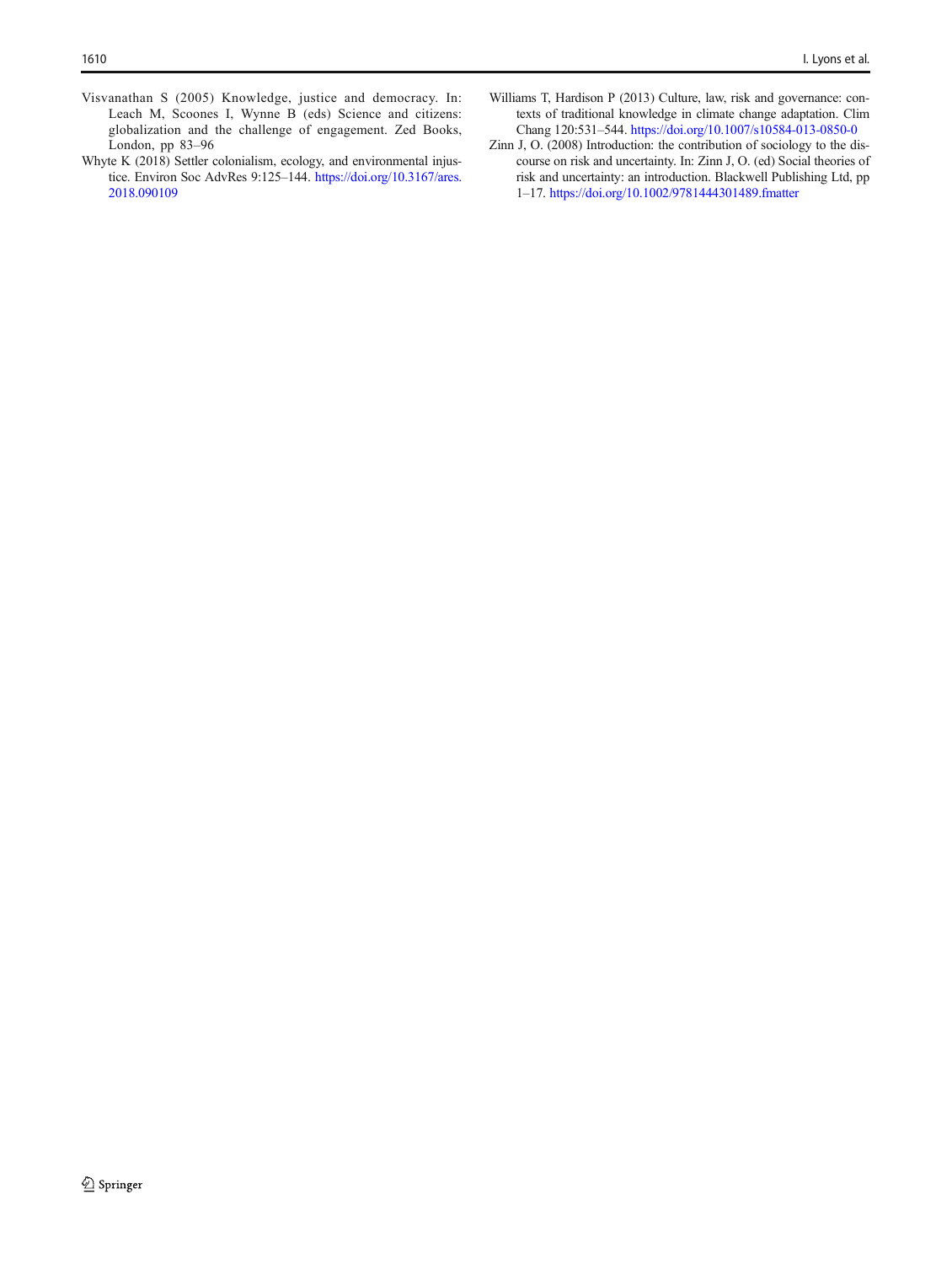Visvanathan S (2005) Knowledge, justice and democracy. In: Leach M, Scoones I, Wynne B (eds) Science and citizens: globalization and the challenge of engagement. Zed Books, London, pp 83–96

Whyte K (2018) Settler colonialism, ecology, and environmental injustice. Environ Soc AdvRes 9:125–144. https://doi.org/10.3167/ares.2018.090109

Williams T, Hardison P (2013) Culture, law, risk and governance: contexts of traditional knowledge in climate change adaptation. Clim Chang 120:531–544. https://doi.org/10.1007/s10584-013-0850-0

Zinn J, O. (2008) Introduction: the contribution of sociology to the discourse on risk and uncertainty. In: Zinn J, O. (ed) Social theories of risk and uncertainty: an introduction. Blackwell Publishing Ltd, pp 1–17. https://doi.org/10.1002/9781444301489.fmatter